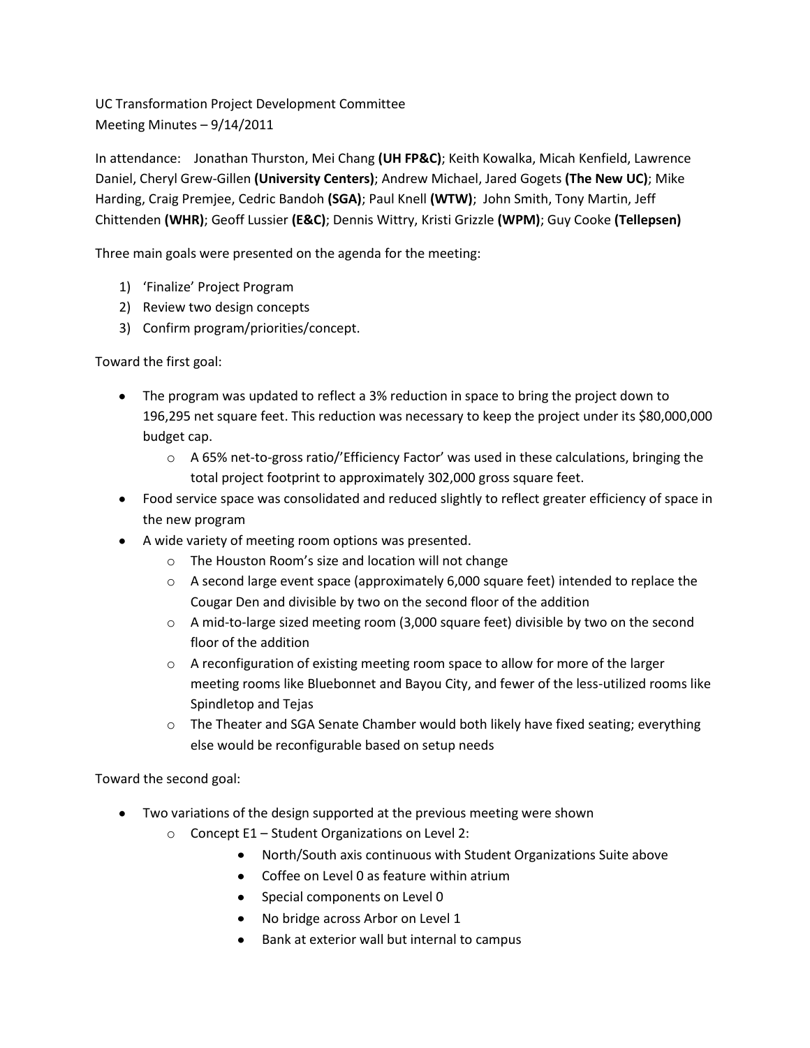UC Transformation Project Development Committee
Meeting Minutes – 9/14/2011

In attendance: Jonathan Thurston, Mei Chang **(UH FP&C)**; Keith Kowalka, Micah Kenfield, Lawrence Daniel, Cheryl Grew-Gillen **(University Centers)**; Andrew Michael, Jared Gogets **(The New UC)**; Mike Harding, Craig Premjee, Cedric Bandoh **(SGA)**; Paul Knell **(WTW)**; John Smith, Tony Martin, Jeff Chittenden **(WHR)**; Geoff Lussier **(E&C)**; Dennis Wittry, Kristi Grizzle **(WPM)**; Guy Cooke **(Tellepsen)**

Three main goals were presented on the agenda for the meeting:

1) 'Finalize' Project Program
2) Review two design concepts
3) Confirm program/priorities/concept.

Toward the first goal:

- The program was updated to reflect a 3% reduction in space to bring the project down to 196,295 net square feet. This reduction was necessary to keep the project under its $80,000,000 budget cap.
    - A 65% net-to-gross ratio/'Efficiency Factor' was used in these calculations, bringing the total project footprint to approximately 302,000 gross square feet.
- Food service space was consolidated and reduced slightly to reflect greater efficiency of space in the new program
- A wide variety of meeting room options was presented.
    - The Houston Room's size and location will not change
    - A second large event space (approximately 6,000 square feet) intended to replace the Cougar Den and divisible by two on the second floor of the addition
    - A mid-to-large sized meeting room (3,000 square feet) divisible by two on the second floor of the addition
    - A reconfiguration of existing meeting room space to allow for more of the larger meeting rooms like Bluebonnet and Bayou City, and fewer of the less-utilized rooms like Spindletop and Tejas
    - The Theater and SGA Senate Chamber would both likely have fixed seating; everything else would be reconfigurable based on setup needs

Toward the second goal:

- Two variations of the design supported at the previous meeting were shown
    - Concept E1 – Student Organizations on Level 2:
        - North/South axis continuous with Student Organizations Suite above
        - Coffee on Level 0 as feature within atrium
        - Special components on Level 0
        - No bridge across Arbor on Level 1
        - Bank at exterior wall but internal to campus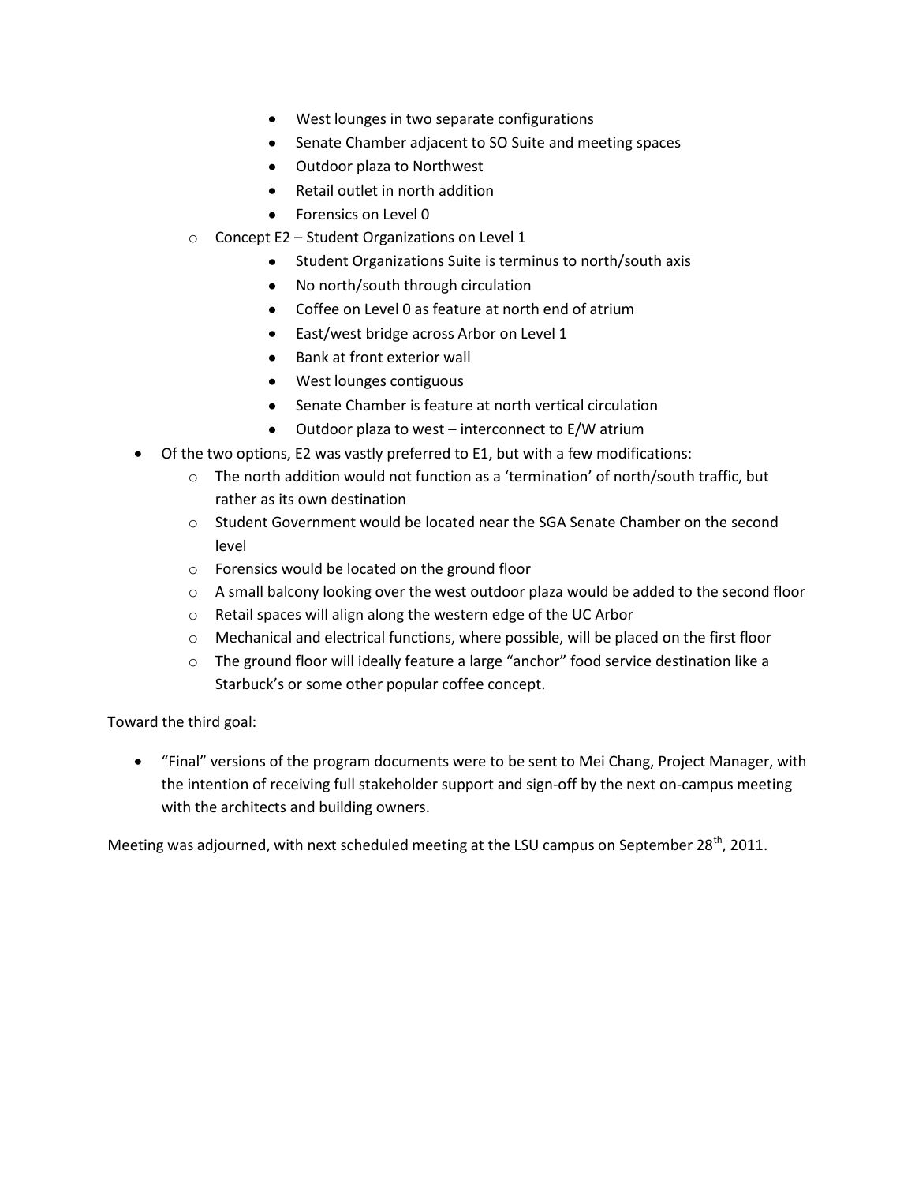- West lounges in two separate configurations
        - Senate Chamber adjacent to SO Suite and meeting spaces
        - Outdoor plaza to Northwest
        - Retail outlet in north addition
        - Forensics on Level 0
    - Concept E2 – Student Organizations on Level 1
        - Student Organizations Suite is terminus to north/south axis
        - No north/south through circulation
        - Coffee on Level 0 as feature at north end of atrium
        - East/west bridge across Arbor on Level 1
        - Bank at front exterior wall
        - West lounges contiguous
        - Senate Chamber is feature at north vertical circulation
        - Outdoor plaza to west – interconnect to E/W atrium
- Of the two options, E2 was vastly preferred to E1, but with a few modifications:
    - The north addition would not function as a 'termination' of north/south traffic, but rather as its own destination
    - Student Government would be located near the SGA Senate Chamber on the second level
    - Forensics would be located on the ground floor
    - A small balcony looking over the west outdoor plaza would be added to the second floor
    - Retail spaces will align along the western edge of the UC Arbor
    - Mechanical and electrical functions, where possible, will be placed on the first floor
    - The ground floor will ideally feature a large "anchor" food service destination like a Starbuck's or some other popular coffee concept.

Toward the third goal:

- "Final" versions of the program documents were to be sent to Mei Chang, Project Manager, with the intention of receiving full stakeholder support and sign-off by the next on-campus meeting with the architects and building owners.

Meeting was adjourned, with next scheduled meeting at the LSU campus on September 28th, 2011.